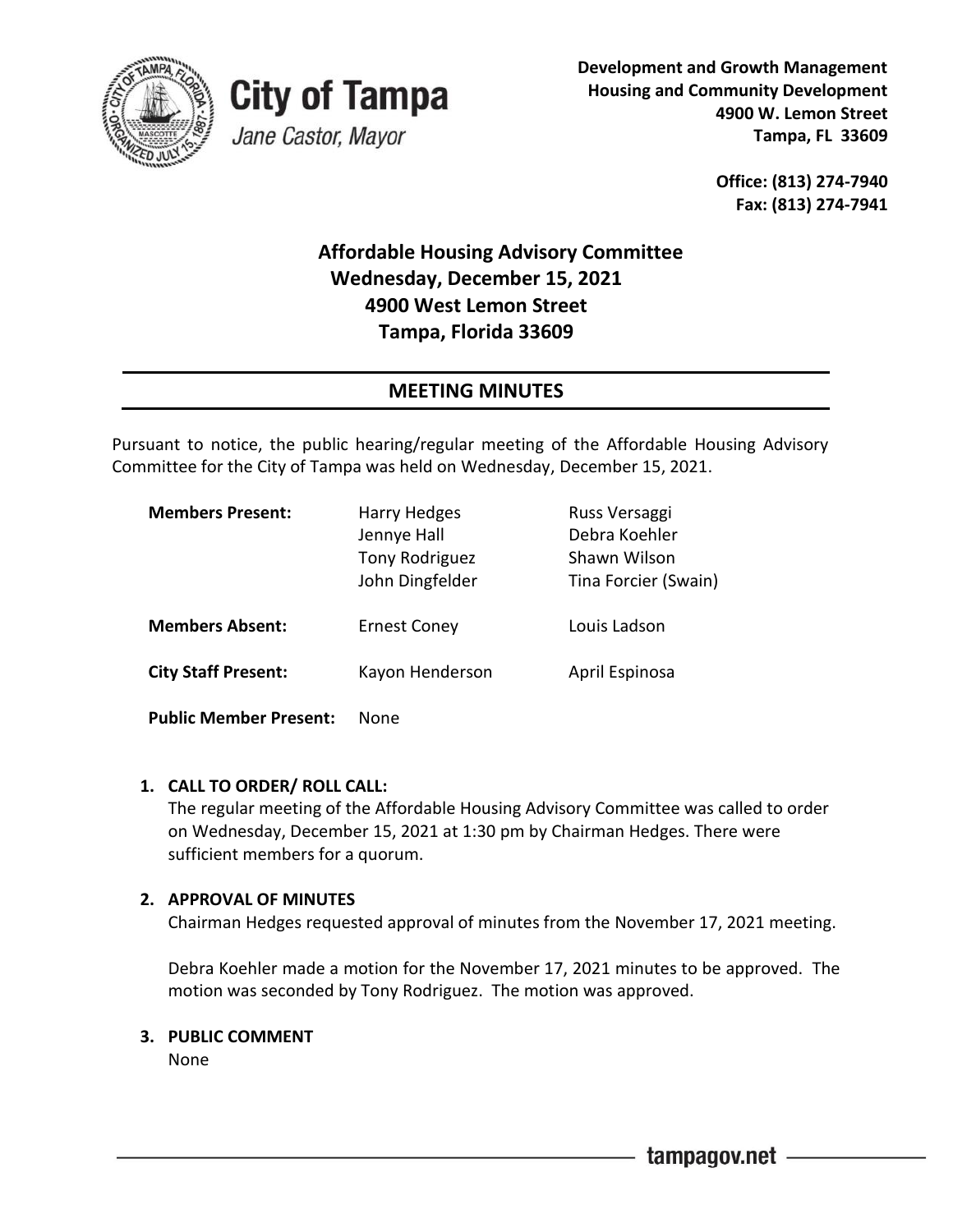**City of Tampa**

*Jane Castor, Mayor*

**Development and Growth Management**
**Housing and Community Development**
**4900 W. Lemon Street**
**Tampa, FL 33609**

**Office: (813) 274-7940**
**Fax: (813) 274-7941**

## Affordable Housing Advisory Committee
## Wednesday, December 15, 2021
## 4900 West Lemon Street
## Tampa, Florida 33609

## MEETING MINUTES

Pursuant to notice, the public hearing/regular meeting of the Affordable Housing Advisory Committee for the City of Tampa was held on Wednesday, December 15, 2021.

| | | |
|---|---|---|
| **Members Present:** | Harry Hedges | Russ Versaggi |
| | Jennye Hall | Debra Koehler |
| | Tony Rodriguez | Shawn Wilson |
| | John Dingfelder | Tina Forcier (Swain) |
| **Members Absent:** | Ernest Coney | Louis Ladson |
| **City Staff Present:** | Kayon Henderson | April Espinosa |
| **Public Member Present:** | None | |

1. **CALL TO ORDER/ ROLL CALL:**
   The regular meeting of the Affordable Housing Advisory Committee was called to order on Wednesday, December 15, 2021 at 1:30 pm by Chairman Hedges. There were sufficient members for a quorum.

2. **APPROVAL OF MINUTES**
   Chairman Hedges requested approval of minutes from the November 17, 2021 meeting.

   Debra Koehler made a motion for the November 17, 2021 minutes to be approved. The motion was seconded by Tony Rodriguez. The motion was approved.

3. **PUBLIC COMMENT**
   None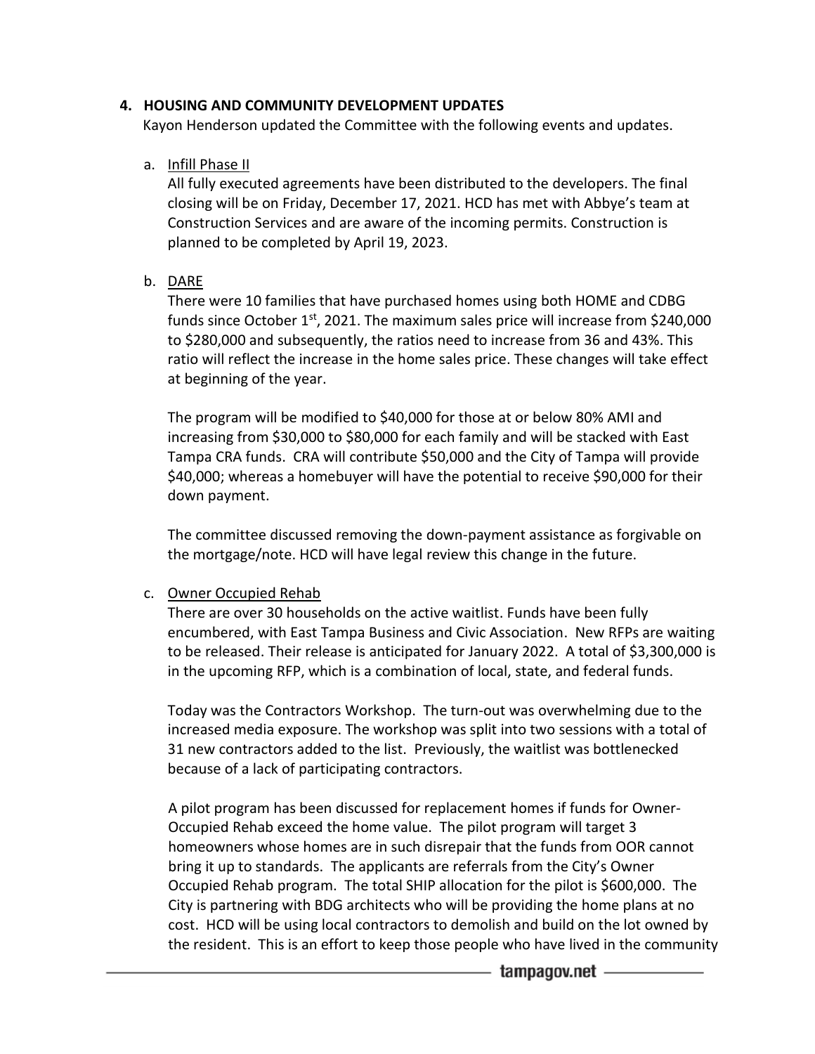## 4. HOUSING AND COMMUNITY DEVELOPMENT UPDATES

Kayon Henderson updated the Committee with the following events and updates.

a. Infill Phase II

All fully executed agreements have been distributed to the developers. The final closing will be on Friday, December 17, 2021. HCD has met with Abbye's team at Construction Services and are aware of the incoming permits. Construction is planned to be completed by April 19, 2023.

b. DARE

There were 10 families that have purchased homes using both HOME and CDBG funds since October 1st, 2021. The maximum sales price will increase from $240,000 to $280,000 and subsequently, the ratios need to increase from 36 and 43%. This ratio will reflect the increase in the home sales price. These changes will take effect at beginning of the year.

The program will be modified to $40,000 for those at or below 80% AMI and increasing from $30,000 to $80,000 for each family and will be stacked with East Tampa CRA funds. CRA will contribute $50,000 and the City of Tampa will provide $40,000; whereas a homebuyer will have the potential to receive $90,000 for their down payment.

The committee discussed removing the down-payment assistance as forgivable on the mortgage/note. HCD will have legal review this change in the future.

c. Owner Occupied Rehab

There are over 30 households on the active waitlist. Funds have been fully encumbered, with East Tampa Business and Civic Association. New RFPs are waiting to be released. Their release is anticipated for January 2022. A total of $3,300,000 is in the upcoming RFP, which is a combination of local, state, and federal funds.

Today was the Contractors Workshop. The turn-out was overwhelming due to the increased media exposure. The workshop was split into two sessions with a total of 31 new contractors added to the list. Previously, the waitlist was bottlenecked because of a lack of participating contractors.

A pilot program has been discussed for replacement homes if funds for Owner-Occupied Rehab exceed the home value. The pilot program will target 3 homeowners whose homes are in such disrepair that the funds from OOR cannot bring it up to standards. The applicants are referrals from the City's Owner Occupied Rehab program. The total SHIP allocation for the pilot is $600,000. The City is partnering with BDG architects who will be providing the home plans at no cost. HCD will be using local contractors to demolish and build on the lot owned by the resident. This is an effort to keep those people who have lived in the community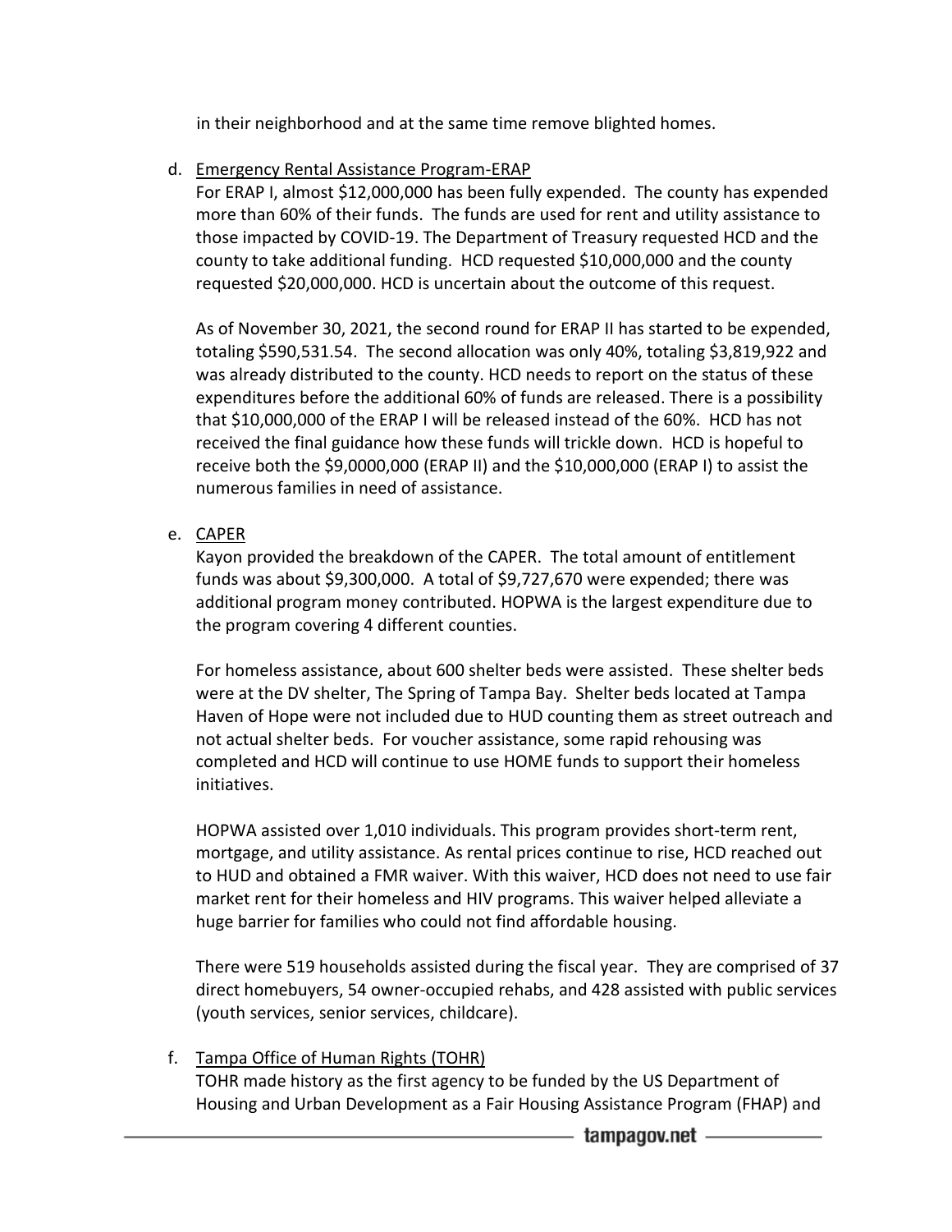in their neighborhood and at the same time remove blighted homes.

d. Emergency Rental Assistance Program-ERAP

For ERAP I, almost $12,000,000 has been fully expended. The county has expended more than 60% of their funds. The funds are used for rent and utility assistance to those impacted by COVID-19. The Department of Treasury requested HCD and the county to take additional funding. HCD requested $10,000,000 and the county requested $20,000,000. HCD is uncertain about the outcome of this request.

As of November 30, 2021, the second round for ERAP II has started to be expended, totaling $590,531.54. The second allocation was only 40%, totaling $3,819,922 and was already distributed to the county. HCD needs to report on the status of these expenditures before the additional 60% of funds are released. There is a possibility that $10,000,000 of the ERAP I will be released instead of the 60%. HCD has not received the final guidance how these funds will trickle down. HCD is hopeful to receive both the $9,0000,000 (ERAP II) and the $10,000,000 (ERAP I) to assist the numerous families in need of assistance.

e. CAPER

Kayon provided the breakdown of the CAPER. The total amount of entitlement funds was about $9,300,000. A total of $9,727,670 were expended; there was additional program money contributed. HOPWA is the largest expenditure due to the program covering 4 different counties.

For homeless assistance, about 600 shelter beds were assisted. These shelter beds were at the DV shelter, The Spring of Tampa Bay. Shelter beds located at Tampa Haven of Hope were not included due to HUD counting them as street outreach and not actual shelter beds. For voucher assistance, some rapid rehousing was completed and HCD will continue to use HOME funds to support their homeless initiatives.

HOPWA assisted over 1,010 individuals. This program provides short-term rent, mortgage, and utility assistance. As rental prices continue to rise, HCD reached out to HUD and obtained a FMR waiver. With this waiver, HCD does not need to use fair market rent for their homeless and HIV programs. This waiver helped alleviate a huge barrier for families who could not find affordable housing.

There were 519 households assisted during the fiscal year. They are comprised of 37 direct homebuyers, 54 owner-occupied rehabs, and 428 assisted with public services (youth services, senior services, childcare).

f. Tampa Office of Human Rights (TOHR)

TOHR made history as the first agency to be funded by the US Department of Housing and Urban Development as a Fair Housing Assistance Program (FHAP) and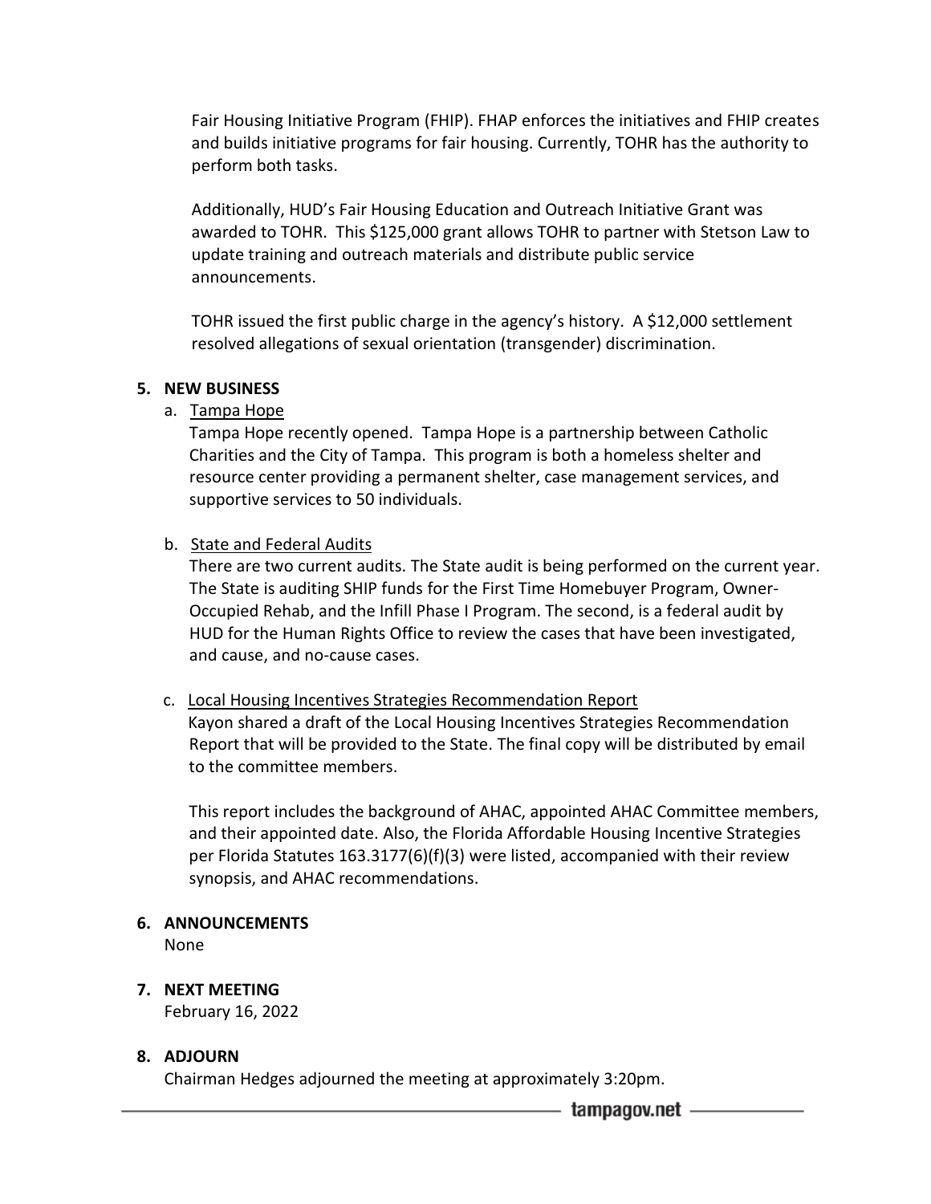Fair Housing Initiative Program (FHIP). FHAP enforces the initiatives and FHIP creates and builds initiative programs for fair housing. Currently, TOHR has the authority to perform both tasks.

Additionally, HUD's Fair Housing Education and Outreach Initiative Grant was awarded to TOHR. This $125,000 grant allows TOHR to partner with Stetson Law to update training and outreach materials and distribute public service announcements.

TOHR issued the first public charge in the agency's history. A $12,000 settlement resolved allegations of sexual orientation (transgender) discrimination.

**5. NEW BUSINESS**

a. Tampa Hope

Tampa Hope recently opened. Tampa Hope is a partnership between Catholic Charities and the City of Tampa. This program is both a homeless shelter and resource center providing a permanent shelter, case management services, and supportive services to 50 individuals.

b. State and Federal Audits

There are two current audits. The State audit is being performed on the current year. The State is auditing SHIP funds for the First Time Homebuyer Program, Owner-Occupied Rehab, and the Infill Phase I Program. The second, is a federal audit by HUD for the Human Rights Office to review the cases that have been investigated, and cause, and no-cause cases.

c. Local Housing Incentives Strategies Recommendation Report

Kayon shared a draft of the Local Housing Incentives Strategies Recommendation Report that will be provided to the State. The final copy will be distributed by email to the committee members.

This report includes the background of AHAC, appointed AHAC Committee members, and their appointed date. Also, the Florida Affordable Housing Incentive Strategies per Florida Statutes 163.3177(6)(f)(3) were listed, accompanied with their review synopsis, and AHAC recommendations.

**6. ANNOUNCEMENTS**

None

**7. NEXT MEETING**

February 16, 2022

**8. ADJOURN**

Chairman Hedges adjourned the meeting at approximately 3:20pm.